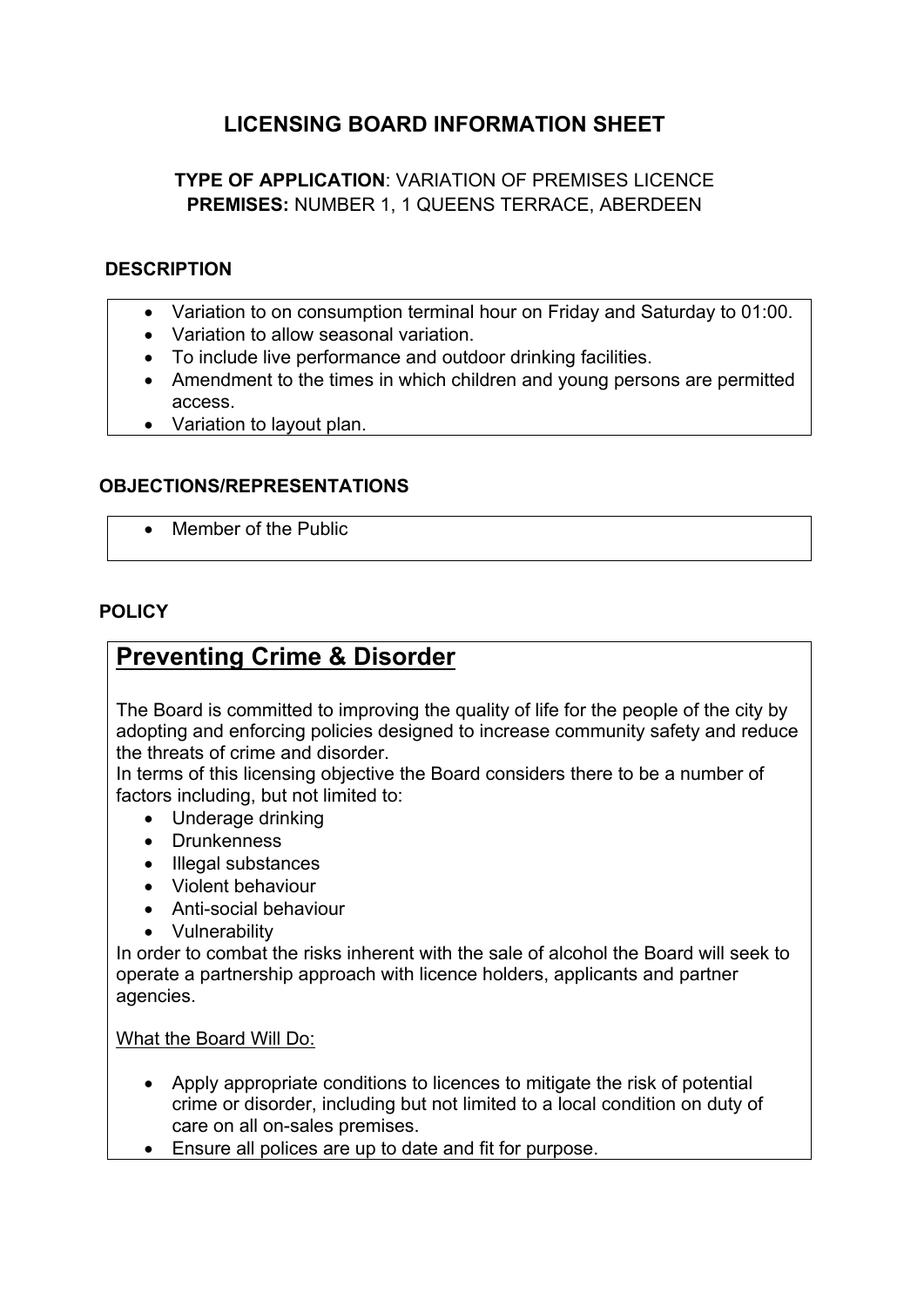# LICENSING BOARD INFORMATION SHEET

**TYPE OF APPLICATION**: VARIATION OF PREMISES LICENCE
**PREMISES:** NUMBER 1, 1 QUEENS TERRACE, ABERDEEN

## DESCRIPTION

- Variation to on consumption terminal hour on Friday and Saturday to 01:00.
- Variation to allow seasonal variation.
- To include live performance and outdoor drinking facilities.
- Amendment to the times in which children and young persons are permitted access.
- Variation to layout plan.

## OBJECTIONS/REPRESENTATIONS

- Member of the Public

## POLICY

### Preventing Crime & Disorder

The Board is committed to improving the quality of life for the people of the city by adopting and enforcing policies designed to increase community safety and reduce the threats of crime and disorder.
In terms of this licensing objective the Board considers there to be a number of factors including, but not limited to:

- Underage drinking
- Drunkenness
- Illegal substances
- Violent behaviour
- Anti-social behaviour
- Vulnerability

In order to combat the risks inherent with the sale of alcohol the Board will seek to operate a partnership approach with licence holders, applicants and partner agencies.

What the Board Will Do:

- Apply appropriate conditions to licences to mitigate the risk of potential crime or disorder, including but not limited to a local condition on duty of care on all on-sales premises.
- Ensure all polices are up to date and fit for purpose.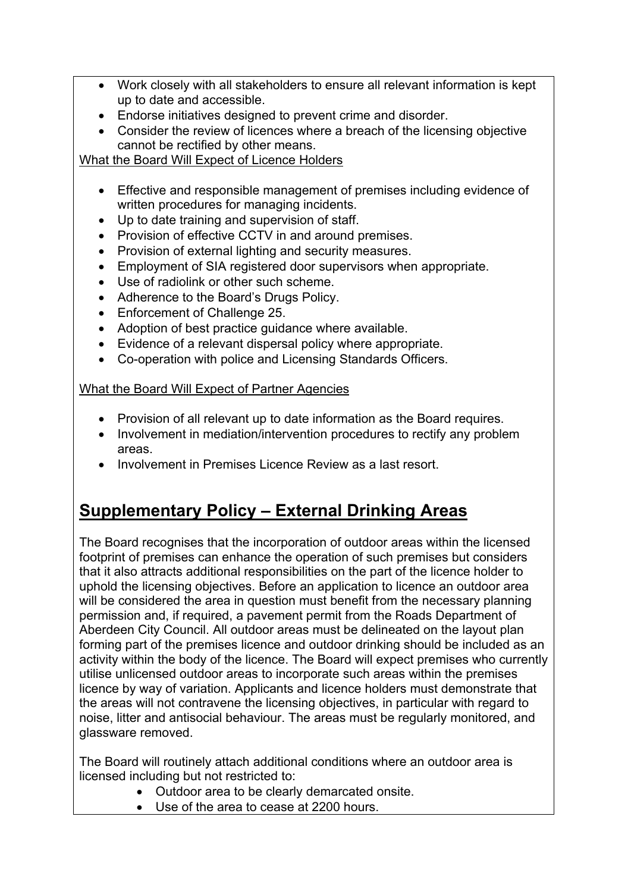- Work closely with all stakeholders to ensure all relevant information is kept up to date and accessible.
- Endorse initiatives designed to prevent crime and disorder.
- Consider the review of licences where a breach of the licensing objective cannot be rectified by other means.

<u>What the Board Will Expect of Licence Holders</u>

- Effective and responsible management of premises including evidence of written procedures for managing incidents.
- Up to date training and supervision of staff.
- Provision of effective CCTV in and around premises.
- Provision of external lighting and security measures.
- Employment of SIA registered door supervisors when appropriate.
- Use of radiolink or other such scheme.
- Adherence to the Board's Drugs Policy.
- Enforcement of Challenge 25.
- Adoption of best practice guidance where available.
- Evidence of a relevant dispersal policy where appropriate.
- Co-operation with police and Licensing Standards Officers.

<u>What the Board Will Expect of Partner Agencies</u>

- Provision of all relevant up to date information as the Board requires.
- Involvement in mediation/intervention procedures to rectify any problem areas.
- Involvement in Premises Licence Review as a last resort.

## Supplementary Policy – External Drinking Areas

The Board recognises that the incorporation of outdoor areas within the licensed footprint of premises can enhance the operation of such premises but considers that it also attracts additional responsibilities on the part of the licence holder to uphold the licensing objectives. Before an application to licence an outdoor area will be considered the area in question must benefit from the necessary planning permission and, if required, a pavement permit from the Roads Department of Aberdeen City Council. All outdoor areas must be delineated on the layout plan forming part of the premises licence and outdoor drinking should be included as an activity within the body of the licence. The Board will expect premises who currently utilise unlicensed outdoor areas to incorporate such areas within the premises licence by way of variation. Applicants and licence holders must demonstrate that the areas will not contravene the licensing objectives, in particular with regard to noise, litter and antisocial behaviour. The areas must be regularly monitored, and glassware removed.

The Board will routinely attach additional conditions where an outdoor area is licensed including but not restricted to:

- Outdoor area to be clearly demarcated onsite.
- Use of the area to cease at 2200 hours.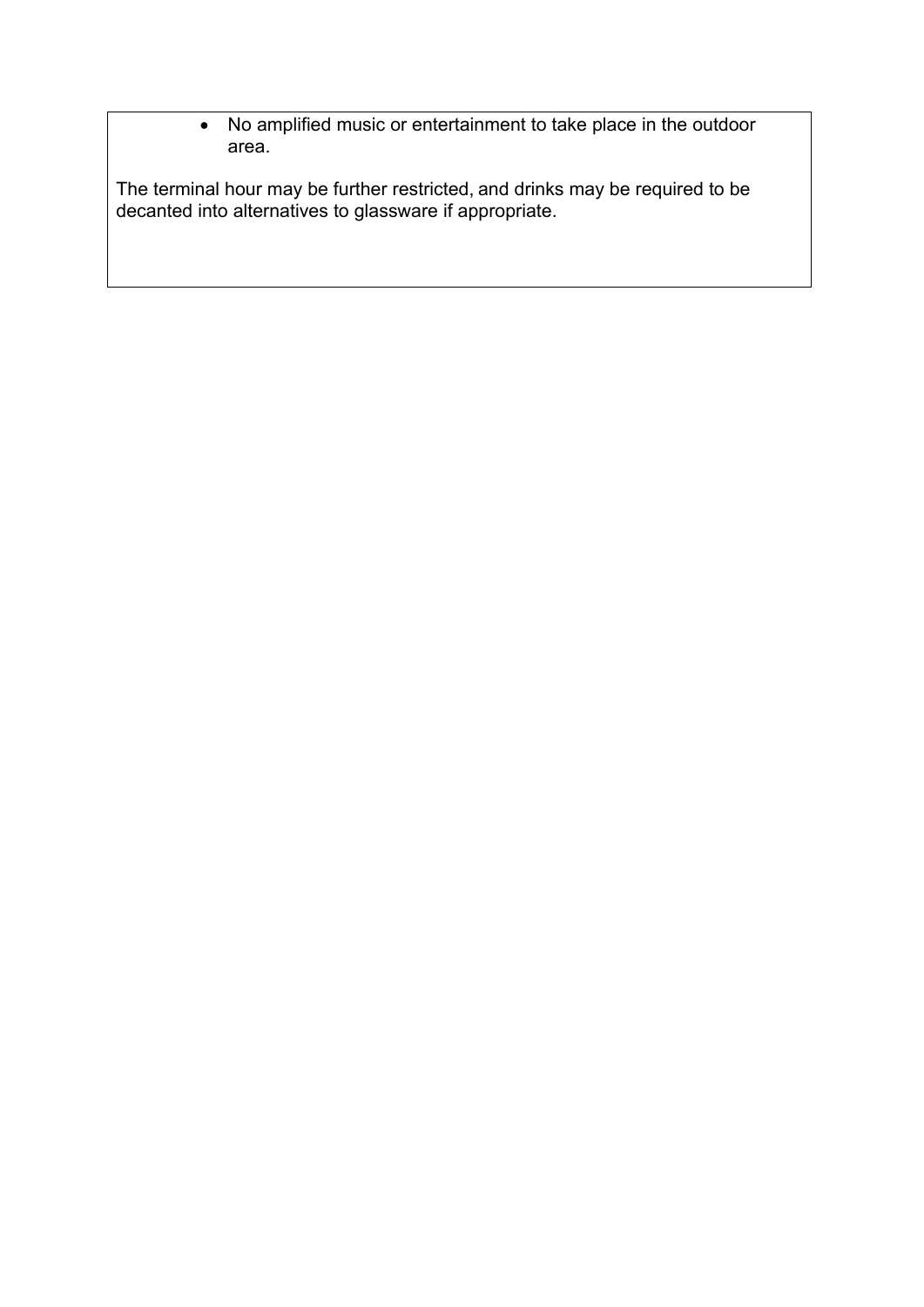- No amplified music or entertainment to take place in the outdoor area.

The terminal hour may be further restricted, and drinks may be required to be decanted into alternatives to glassware if appropriate.